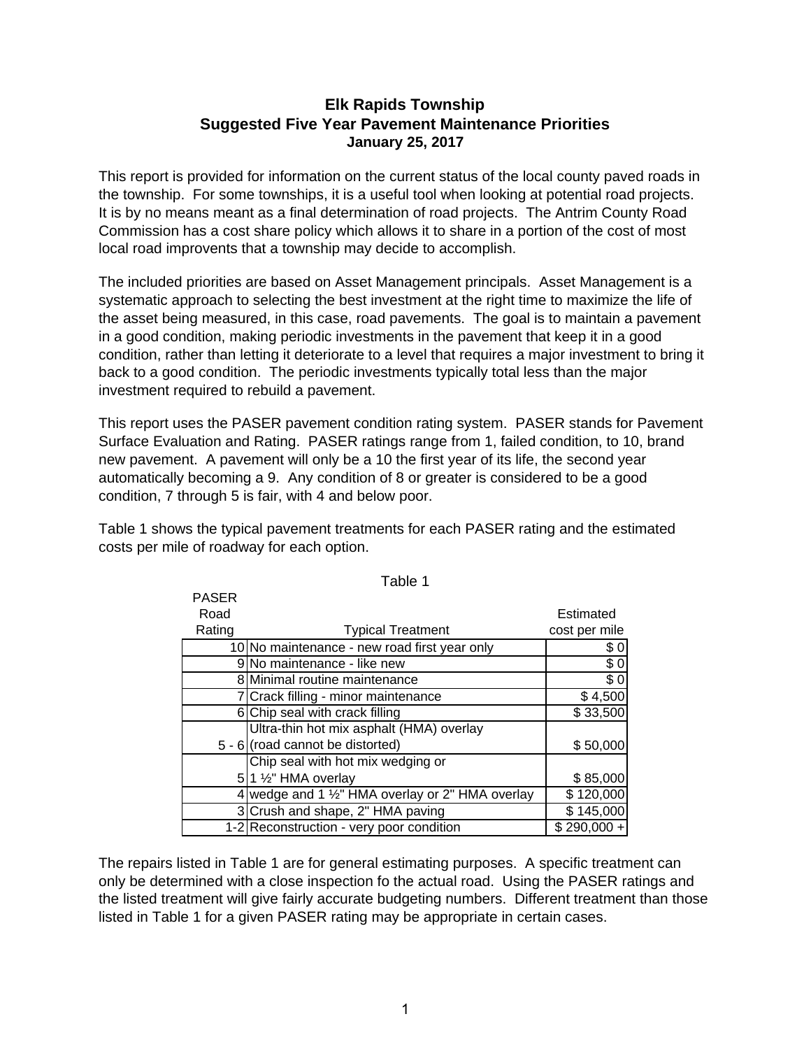# Elk Rapids Township
## Suggested Five Year Pavement Maintenance Priorities
### January 25, 2017

This report is provided for information on the current status of the local county paved roads in the township. For some townships, it is a useful tool when looking at potential road projects. It is by no means meant as a final determination of road projects. The Antrim County Road Commission has a cost share policy which allows it to share in a portion of the cost of most local road improvents that a township may decide to accomplish.

The included priorities are based on Asset Management principals. Asset Management is a systematic approach to selecting the best investment at the right time to maximize the life of the asset being measured, in this case, road pavements. The goal is to maintain a pavement in a good condition, making periodic investments in the pavement that keep it in a good condition, rather than letting it deteriorate to a level that requires a major investment to bring it back to a good condition. The periodic investments typically total less than the major investment required to rebuild a pavement.

This report uses the PASER pavement condition rating system. PASER stands for Pavement Surface Evaluation and Rating. PASER ratings range from 1, failed condition, to 10, brand new pavement. A pavement will only be a 10 the first year of its life, the second year automatically becoming a 9. Any condition of 8 or greater is considered to be a good condition, 7 through 5 is fair, with 4 and below poor.

Table 1 shows the typical pavement treatments for each PASER rating and the estimated costs per mile of roadway for each option.

Table 1

| PASER Road Rating | Typical Treatment | Estimated cost per mile |
|---|---|---|
| 10 | No maintenance - new road first year only | $ 0 |
| 9 | No maintenance - like new | $ 0 |
| 8 | Minimal routine maintenance | $ 0 |
| 7 | Crack filling - minor maintenance | $ 4,500 |
| 6 | Chip seal with crack filling | $ 33,500 |
| 5 - 6 | Ultra-thin hot mix asphalt (HMA) overlay (road cannot be distorted) | $ 50,000 |
| 5 | Chip seal with hot mix wedging or 1 ½" HMA overlay | $ 85,000 |
| 4 | wedge and 1 ½" HMA overlay or 2" HMA overlay | $ 120,000 |
| 3 | Crush and shape, 2" HMA paving | $ 145,000 |
| 1-2 | Reconstruction - very poor condition | $ 290,000 + |

The repairs listed in Table 1 are for general estimating purposes. A specific treatment can only be determined with a close inspection fo the actual road. Using the PASER ratings and the listed treatment will give fairly accurate budgeting numbers. Different treatment than those listed in Table 1 for a given PASER rating may be appropriate in certain cases.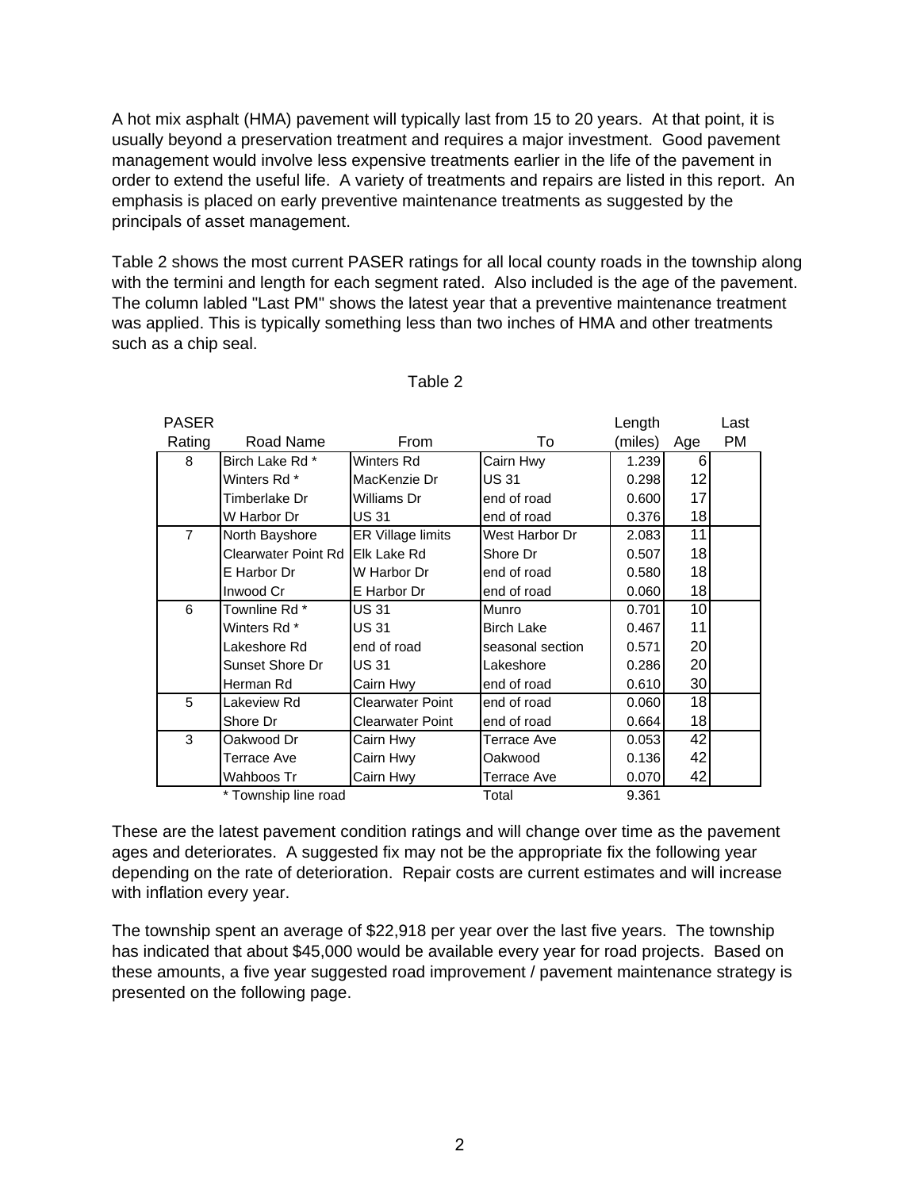A hot mix asphalt (HMA) pavement will typically last from 15 to 20 years. At that point, it is usually beyond a preservation treatment and requires a major investment. Good pavement management would involve less expensive treatments earlier in the life of the pavement in order to extend the useful life. A variety of treatments and repairs are listed in this report. An emphasis is placed on early preventive maintenance treatments as suggested by the principals of asset management.

Table 2 shows the most current PASER ratings for all local county roads in the township along with the termini and length for each segment rated. Also included is the age of the pavement. The column labled "Last PM" shows the latest year that a preventive maintenance treatment was applied. This is typically something less than two inches of HMA and other treatments such as a chip seal.

Table 2

| PASER Rating | Road Name | From | To | Length (miles) | Age | Last PM |
|---|---|---|---|---|---|---|
| 8 | Birch Lake Rd * | Winters Rd | Cairn Hwy | 1.239 | 6 | |
| | Winters Rd * | MacKenzie Dr | US 31 | 0.298 | 12 | |
| | Timberlake Dr | Williams Dr | end of road | 0.600 | 17 | |
| | W Harbor Dr | US 31 | end of road | 0.376 | 18 | |
| 7 | North Bayshore | ER Village limits | West Harbor Dr | 2.083 | 11 | |
| | Clearwater Point Rd | Elk Lake Rd | Shore Dr | 0.507 | 18 | |
| | E Harbor Dr | W Harbor Dr | end of road | 0.580 | 18 | |
| | Inwood Cr | E Harbor Dr | end of road | 0.060 | 18 | |
| 6 | Townline Rd * | US 31 | Munro | 0.701 | 10 | |
| | Winters Rd * | US 31 | Birch Lake | 0.467 | 11 | |
| | Lakeshore Rd | end of road | seasonal section | 0.571 | 20 | |
| | Sunset Shore Dr | US 31 | Lakeshore | 0.286 | 20 | |
| | Herman Rd | Cairn Hwy | end of road | 0.610 | 30 | |
| 5 | Lakeview Rd | Clearwater Point | end of road | 0.060 | 18 | |
| | Shore Dr | Clearwater Point | end of road | 0.664 | 18 | |
| 3 | Oakwood Dr | Cairn Hwy | Terrace Ave | 0.053 | 42 | |
| | Terrace Ave | Cairn Hwy | Oakwood | 0.136 | 42 | |
| | Wahboos Tr | Cairn Hwy | Terrace Ave | 0.070 | 42 | |
| | * Township line road | | Total | 9.361 | | |

These are the latest pavement condition ratings and will change over time as the pavement ages and deteriorates. A suggested fix may not be the appropriate fix the following year depending on the rate of deterioration. Repair costs are current estimates and will increase with inflation every year.

The township spent an average of $22,918 per year over the last five years. The township has indicated that about $45,000 would be available every year for road projects. Based on these amounts, a five year suggested road improvement / pavement maintenance strategy is presented on the following page.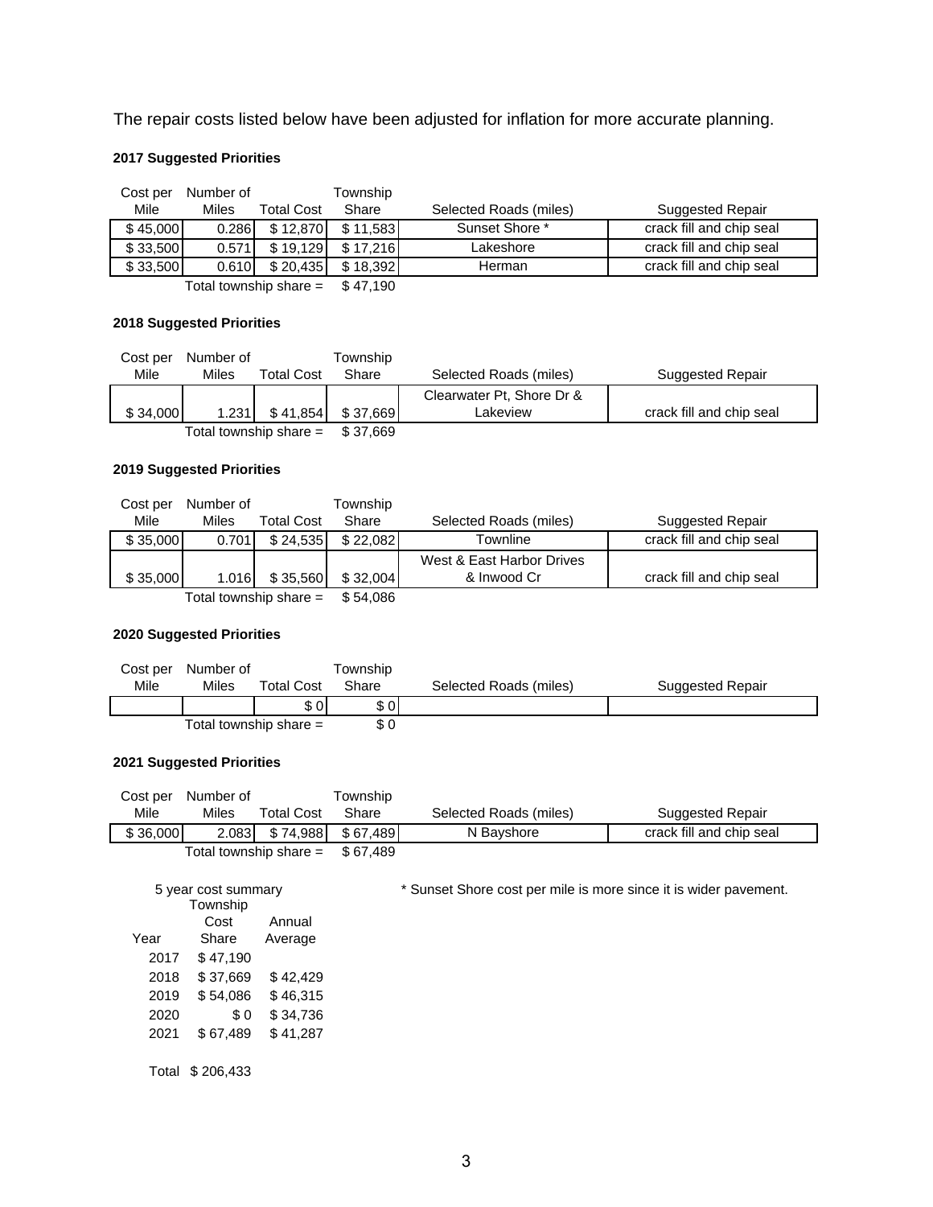The repair costs listed below have been adjusted for inflation for more accurate planning.

**2017 Suggested Priorities**

| Cost per Mile | Number of Miles | Total Cost | Township Share | Selected Roads (miles) | Suggested Repair |
|---|---|---|---|---|---|
| $ 45,000 | 0.286 | $ 12,870 | $ 11,583 | Sunset Shore * | crack fill and chip seal |
| $ 33,500 | 0.571 | $ 19,129 | $ 17,216 | Lakeshore | crack fill and chip seal |
| $ 33,500 | 0.610 | $ 20,435 | $ 18,392 | Herman | crack fill and chip seal |
| | Total township share = | | $ 47,190 | | |

**2018 Suggested Priorities**

| Cost per Mile | Number of Miles | Total Cost | Township Share | Selected Roads (miles) | Suggested Repair |
|---|---|---|---|---|---|
| $ 34,000 | 1.231 | $ 41,854 | $ 37,669 | Clearwater Pt, Shore Dr & Lakeview | crack fill and chip seal |
| | Total township share = | | $ 37,669 | | |

**2019 Suggested Priorities**

| Cost per Mile | Number of Miles | Total Cost | Township Share | Selected Roads (miles) | Suggested Repair |
|---|---|---|---|---|---|
| $ 35,000 | 0.701 | $ 24,535 | $ 22,082 | Townline | crack fill and chip seal |
| $ 35,000 | 1.016 | $ 35,560 | $ 32,004 | West & East Harbor Drives & Inwood Cr | crack fill and chip seal |
| | Total township share = | | $ 54,086 | | |

**2020 Suggested Priorities**

| Cost per Mile | Number of Miles | Total Cost | Township Share | Selected Roads (miles) | Suggested Repair |
|---|---|---|---|---|---|
| | | $ 0 | $ 0 | | |
| | Total township share = | | $ 0 | | |

**2021 Suggested Priorities**

| Cost per Mile | Number of Miles | Total Cost | Township Share | Selected Roads (miles) | Suggested Repair |
|---|---|---|---|---|---|
| $ 36,000 | 2.083 | $ 74,988 | $ 67,489 | N Bayshore | crack fill and chip seal |
| | Total township share = | | $ 67,489 | | |

5 year cost summary

| Year | Township Cost Share | Annual Average |
|---|---|---|
| 2017 | $ 47,190 | |
| 2018 | $ 37,669 | $ 42,429 |
| 2019 | $ 54,086 | $ 46,315 |
| 2020 | $ 0 | $ 34,736 |
| 2021 | $ 67,489 | $ 41,287 |
| Total | $ 206,433 | |

* Sunset Shore cost per mile is more since it is wider pavement.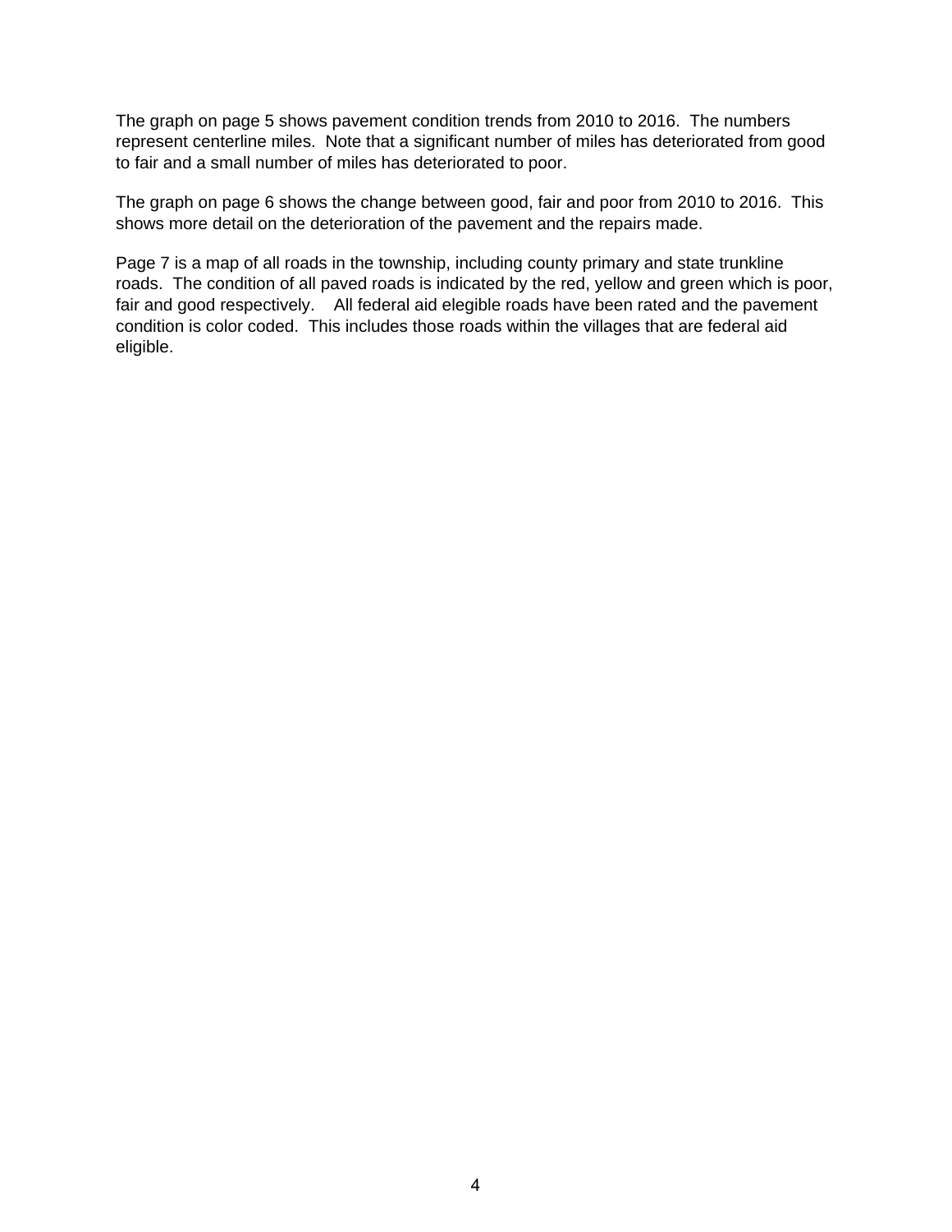The graph on page 5 shows pavement condition trends from 2010 to 2016. The numbers represent centerline miles. Note that a significant number of miles has deteriorated from good to fair and a small number of miles has deteriorated to poor.

The graph on page 6 shows the change between good, fair and poor from 2010 to 2016. This shows more detail on the deterioration of the pavement and the repairs made.

Page 7 is a map of all roads in the township, including county primary and state trunkline roads. The condition of all paved roads is indicated by the red, yellow and green which is poor, fair and good respectively. All federal aid elegible roads have been rated and the pavement condition is color coded. This includes those roads within the villages that are federal aid eligible.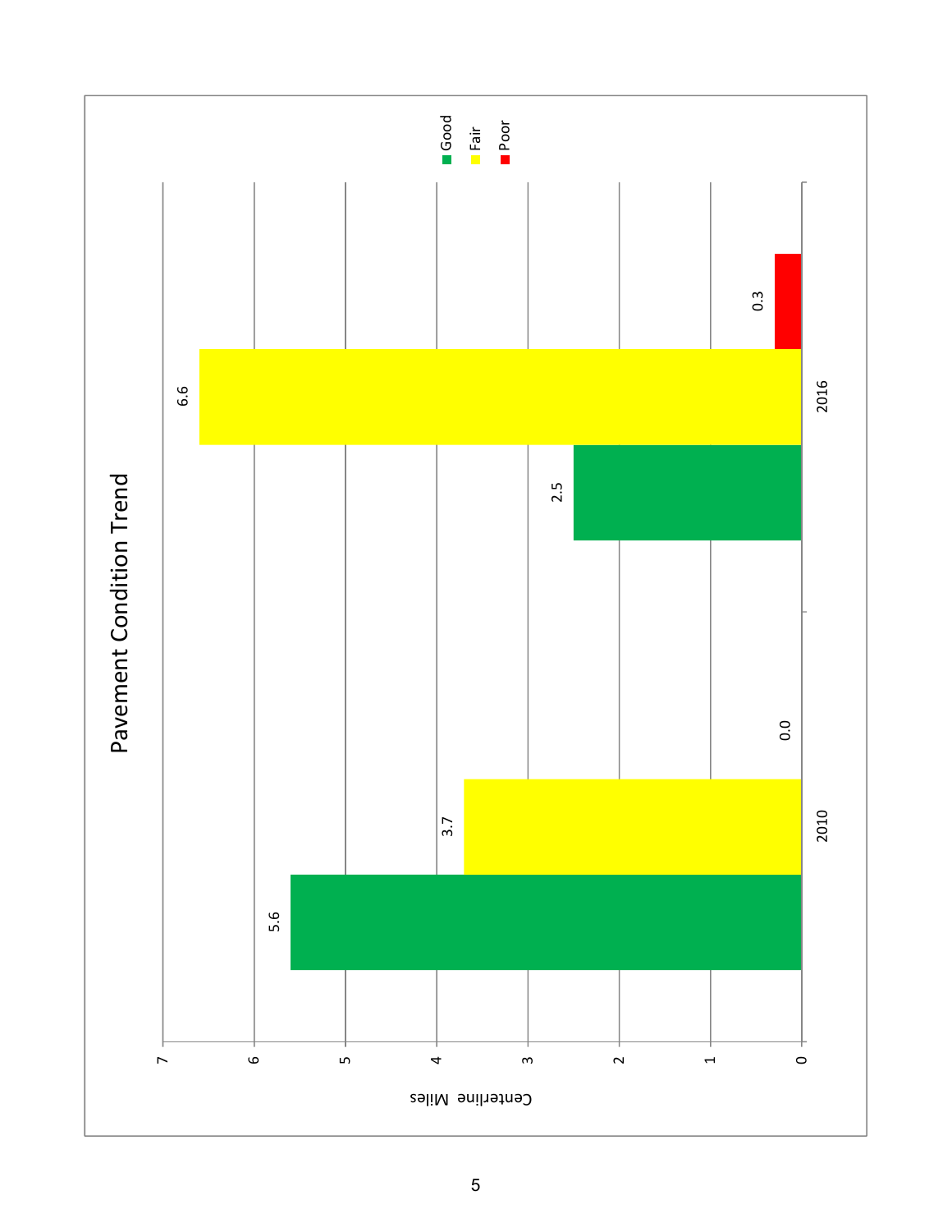## Pavement Condition Trend

| Year | Good | Fair | Poor |
|---|---|---|---|
| 2010 | 5.6 | 3.7 | 0.0 |
| 2016 | 2.5 | 6.6 | 0.3 |

Centerline Miles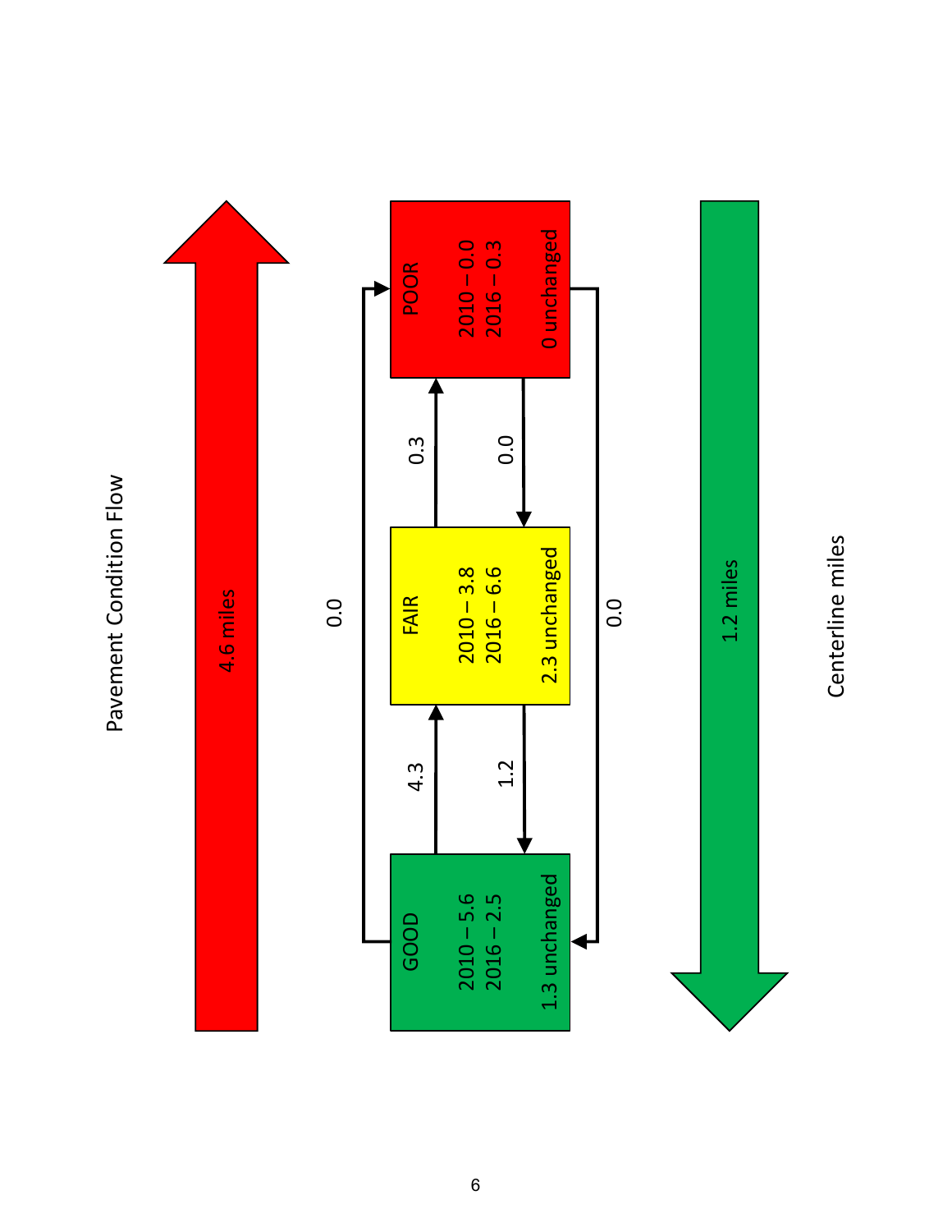Pavement Condition Flow

4.6 miles

| | GOOD | FAIR | POOR |
|---|---|---|---|
| 2010 | 5.6 | 3.8 | 0.0 |
| 2016 | 2.5 | 6.6 | 0.3 |
| Unchanged | 1.3 | 2.3 | 0 |

GOOD → FAIR: 4.3

FAIR → GOOD: 1.2

FAIR → POOR: 0.3

POOR → FAIR: 0.0

GOOD → POOR: 0.0

POOR → GOOD: 0.0

1.2 miles

Centerline miles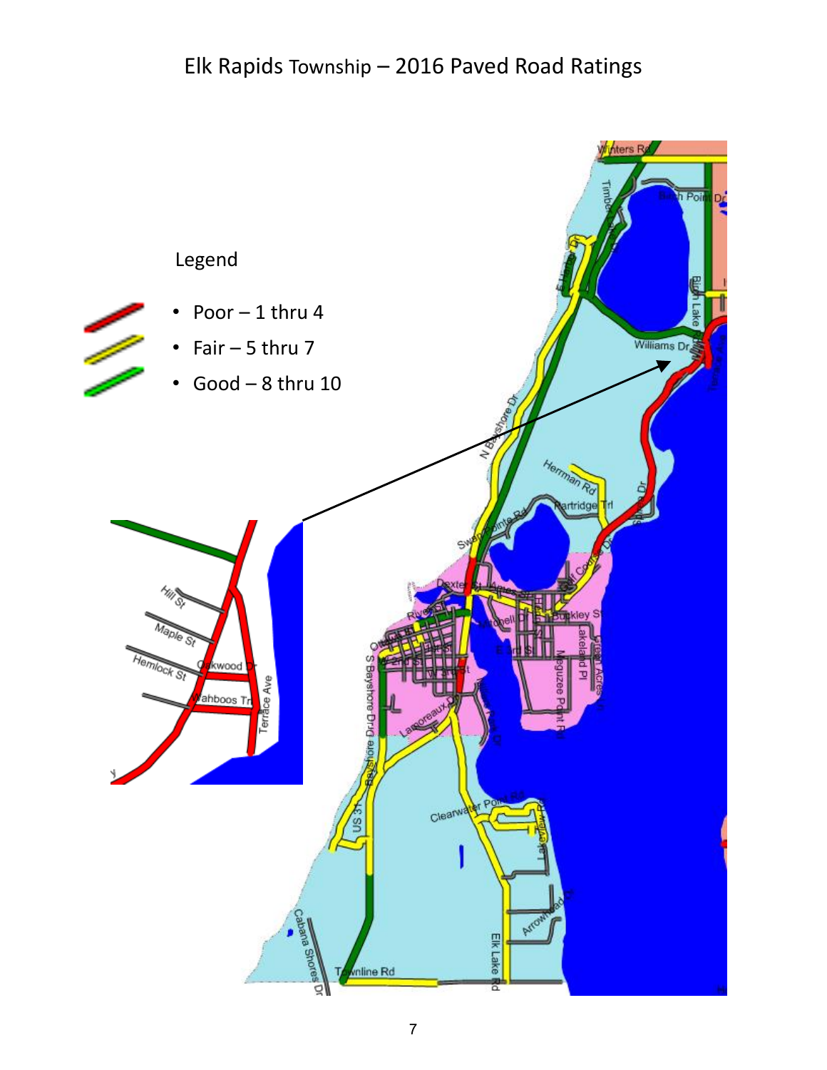# Elk Rapids Township – 2016 Paved Road Ratings

Legend

- Poor – 1 thru 4
- Fair – 5 thru 7
- Good – 8 thru 10

Winters Rd
Birch Point Dr
Timber
Birch Lake Rd
Williams Dr
Terrace Ave
N Bayshore Dr
Herman Rd
Partridge Trl
Swan Pointe Rd
Golf Course Dr
Dexter St
River St
Buckley St
Mitchell
E 3rd St
S Bayshore Dr
Lakeland Pl
Meguzee Point Rd
Cedar Acres
Lamoreaux Dr
US 31
Clearwater Point Rd
Arrowhead Dr
Elk Lake Rd
Cabana Shores Dr
Townline Rd

Hill St
Maple St
Oakwood Dr
Hemlock St
Wahboos Trl
Terrace Ave